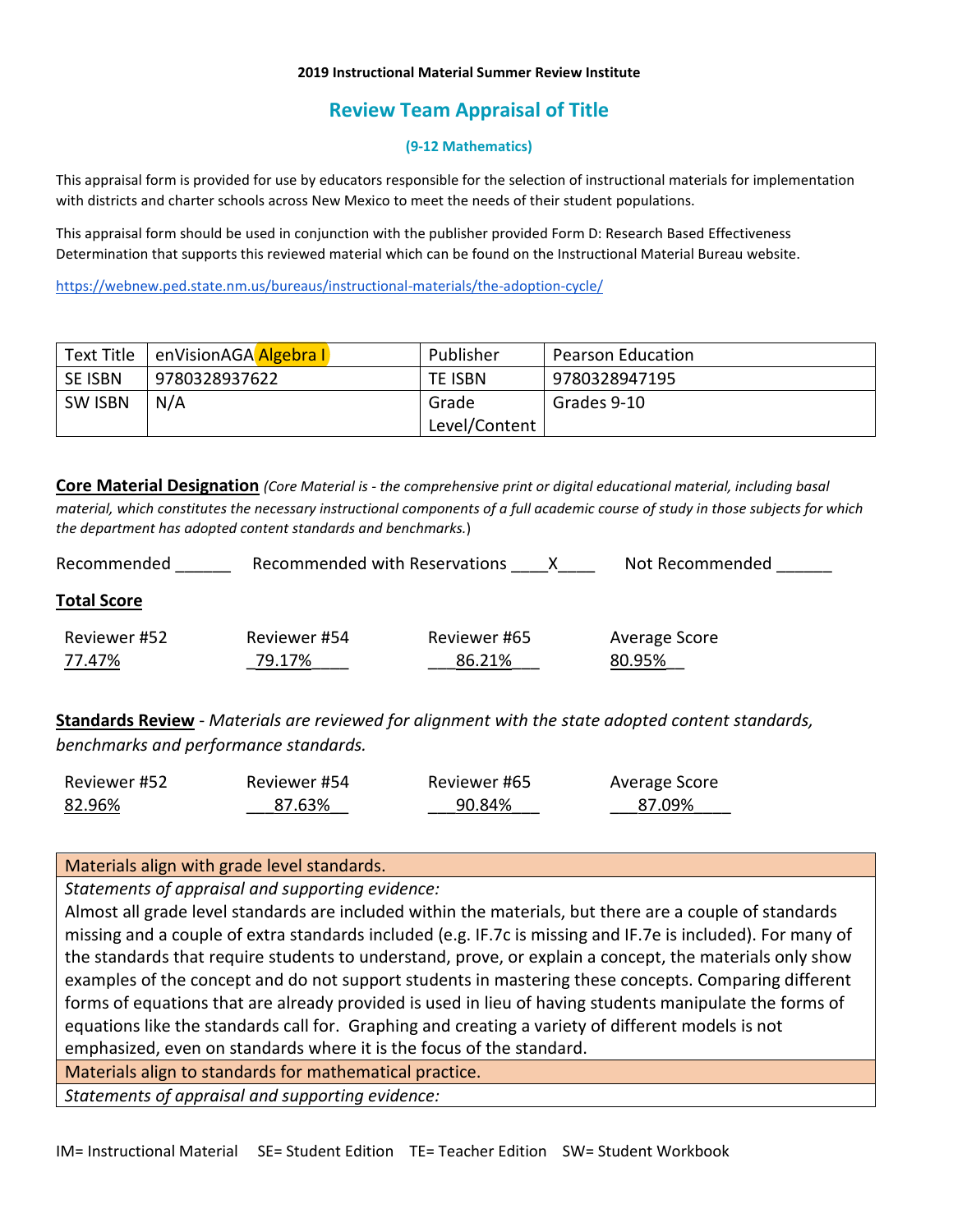**2019 Instructional Material Summer Review Institute**

# Review Team Appraisal of Title

### (9-12 Mathematics)

This appraisal form is provided for use by educators responsible for the selection of instructional materials for implementation with districts and charter schools across New Mexico to meet the needs of their student populations.

This appraisal form should be used in conjunction with the publisher provided Form D: Research Based Effectiveness Determination that supports this reviewed material which can be found on the Instructional Material Bureau website.

https://webnew.ped.state.nm.us/bureaus/instructional-materials/the-adoption-cycle/

| Text Title | enVisionAGA Algebra I | Publisher | Pearson Education |
|---|---|---|---|
| SE ISBN | 9780328937622 | TE ISBN | 9780328947195 |
| SW ISBN | N/A | Grade Level/Content | Grades 9-10 |

**Core Material Designation** *(Core Material is - the comprehensive print or digital educational material, including basal material, which constitutes the necessary instructional components of a full academic course of study in those subjects for which the department has adopted content standards and benchmarks.*)

Recommended ______ Recommended with Reservations ____X____ Not Recommended ______

**Total Score**

| Reviewer #52 | Reviewer #54 | Reviewer #65 | Average Score |
|---|---|---|---|
| 77.47% | 79.17% | 86.21% | 80.95% |

**Standards Review** - *Materials are reviewed for alignment with the state adopted content standards, benchmarks and performance standards.*

| Reviewer #52 | Reviewer #54 | Reviewer #65 | Average Score |
|---|---|---|---|
| 82.96% | 87.63% | 90.84% | 87.09% |

| Materials align with grade level standards. |
|---|
| *Statements of appraisal and supporting evidence:* Almost all grade level standards are included within the materials, but there are a couple of standards missing and a couple of extra standards included (e.g. IF.7c is missing and IF.7e is included). For many of the standards that require students to understand, prove, or explain a concept, the materials only show examples of the concept and do not support students in mastering these concepts. Comparing different forms of equations that are already provided is used in lieu of having students manipulate the forms of equations like the standards call for. Graphing and creating a variety of different models is not emphasized, even on standards where it is the focus of the standard. |
| Materials align to standards for mathematical practice. |
| *Statements of appraisal and supporting evidence:* |

IM= Instructional Material SE= Student Edition TE= Teacher Edition SW= Student Workbook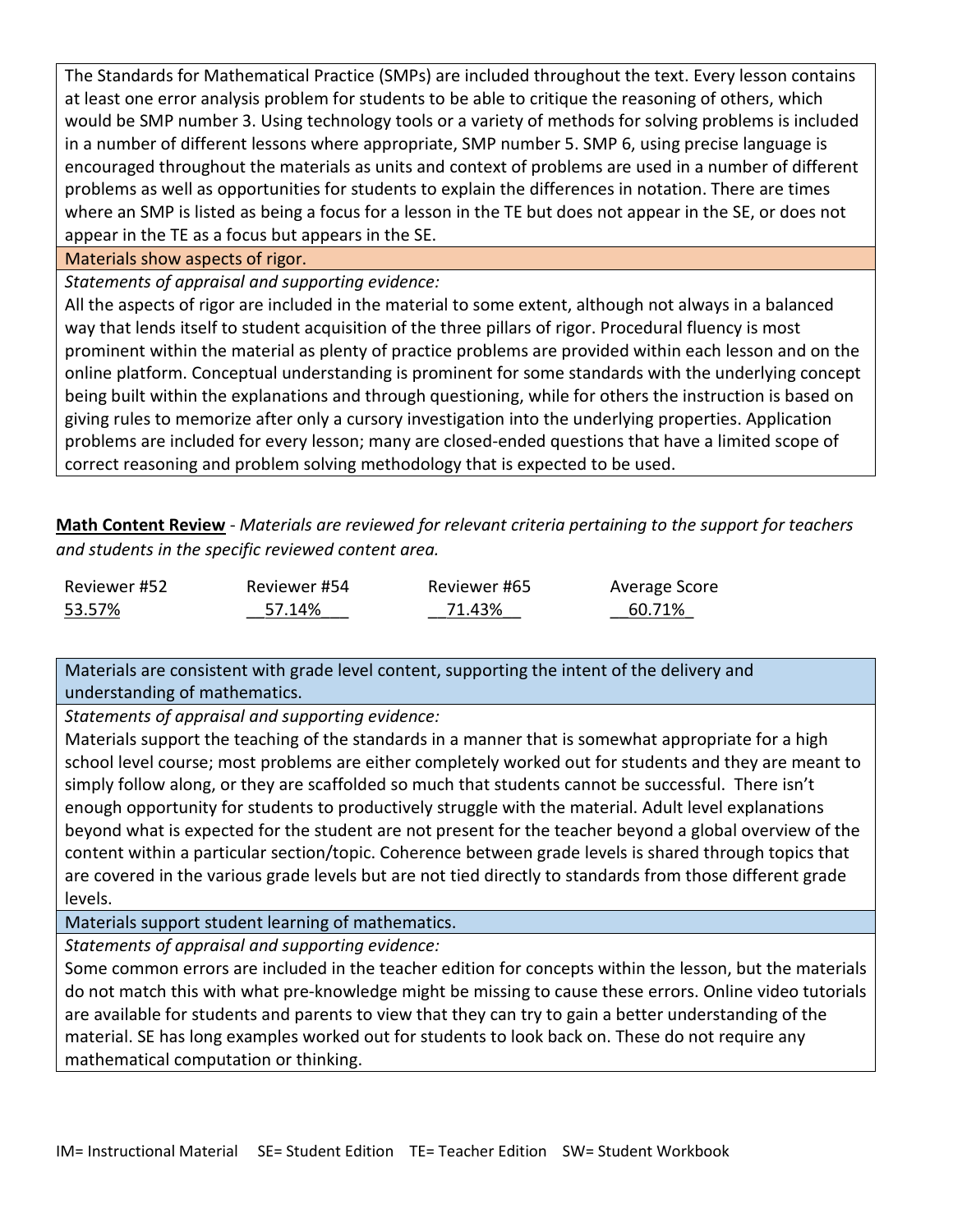The Standards for Mathematical Practice (SMPs) are included throughout the text. Every lesson contains at least one error analysis problem for students to be able to critique the reasoning of others, which would be SMP number 3. Using technology tools or a variety of methods for solving problems is included in a number of different lessons where appropriate, SMP number 5. SMP 6, using precise language is encouraged throughout the materials as units and context of problems are used in a number of different problems as well as opportunities for students to explain the differences in notation. There are times where an SMP is listed as being a focus for a lesson in the TE but does not appear in the SE, or does not appear in the TE as a focus but appears in the SE.

Materials show aspects of rigor.

*Statements of appraisal and supporting evidence:*

All the aspects of rigor are included in the material to some extent, although not always in a balanced way that lends itself to student acquisition of the three pillars of rigor. Procedural fluency is most prominent within the material as plenty of practice problems are provided within each lesson and on the online platform. Conceptual understanding is prominent for some standards with the underlying concept being built within the explanations and through questioning, while for others the instruction is based on giving rules to memorize after only a cursory investigation into the underlying properties. Application problems are included for every lesson; many are closed-ended questions that have a limited scope of correct reasoning and problem solving methodology that is expected to be used.

**Math Content Review** - *Materials are reviewed for relevant criteria pertaining to the support for teachers and students in the specific reviewed content area.*

| Reviewer #52 | Reviewer #54 | Reviewer #65 | Average Score |
|---|---|---|---|
| 53.57% | 57.14% | 71.43% | 60.71% |

Materials are consistent with grade level content, supporting the intent of the delivery and understanding of mathematics.

*Statements of appraisal and supporting evidence:*

Materials support the teaching of the standards in a manner that is somewhat appropriate for a high school level course; most problems are either completely worked out for students and they are meant to simply follow along, or they are scaffolded so much that students cannot be successful. There isn't enough opportunity for students to productively struggle with the material. Adult level explanations beyond what is expected for the student are not present for the teacher beyond a global overview of the content within a particular section/topic. Coherence between grade levels is shared through topics that are covered in the various grade levels but are not tied directly to standards from those different grade levels.

Materials support student learning of mathematics.

*Statements of appraisal and supporting evidence:*

Some common errors are included in the teacher edition for concepts within the lesson, but the materials do not match this with what pre-knowledge might be missing to cause these errors. Online video tutorials are available for students and parents to view that they can try to gain a better understanding of the material. SE has long examples worked out for students to look back on. These do not require any mathematical computation or thinking.

IM= Instructional Material SE= Student Edition TE= Teacher Edition SW= Student Workbook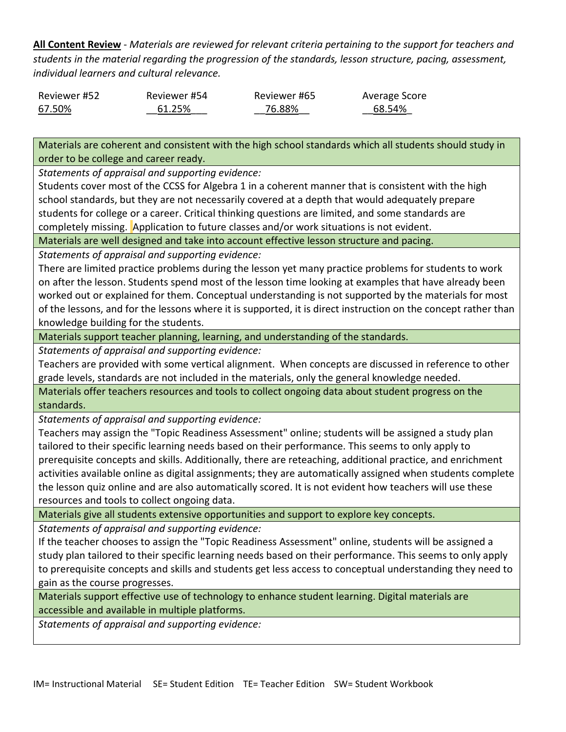**All Content Review** - *Materials are reviewed for relevant criteria pertaining to the support for teachers and students in the material regarding the progression of the standards, lesson structure, pacing, assessment, individual learners and cultural relevance.*

| Reviewer #52 | Reviewer #54 | Reviewer #65 | Average Score |
|---|---|---|---|
| 67.50% | 61.25% | 76.88% | 68.54% |

| Materials are coherent and consistent with the high school standards which all students should study in order to be college and career ready. |
|---|
| *Statements of appraisal and supporting evidence:* Students cover most of the CCSS for Algebra 1 in a coherent manner that is consistent with the high school standards, but they are not necessarily covered at a depth that would adequately prepare students for college or a career. Critical thinking questions are limited, and some standards are completely missing. Application to future classes and/or work situations is not evident. |
| Materials are well designed and take into account effective lesson structure and pacing. |
| *Statements of appraisal and supporting evidence:* There are limited practice problems during the lesson yet many practice problems for students to work on after the lesson. Students spend most of the lesson time looking at examples that have already been worked out or explained for them. Conceptual understanding is not supported by the materials for most of the lessons, and for the lessons where it is supported, it is direct instruction on the concept rather than knowledge building for the students. |
| Materials support teacher planning, learning, and understanding of the standards. |
| *Statements of appraisal and supporting evidence:* Teachers are provided with some vertical alignment. When concepts are discussed in reference to other grade levels, standards are not included in the materials, only the general knowledge needed. |
| Materials offer teachers resources and tools to collect ongoing data about student progress on the standards. |
| *Statements of appraisal and supporting evidence:* Teachers may assign the "Topic Readiness Assessment" online; students will be assigned a study plan tailored to their specific learning needs based on their performance. This seems to only apply to prerequisite concepts and skills. Additionally, there are reteaching, additional practice, and enrichment activities available online as digital assignments; they are automatically assigned when students complete the lesson quiz online and are also automatically scored. It is not evident how teachers will use these resources and tools to collect ongoing data. |
| Materials give all students extensive opportunities and support to explore key concepts. |
| *Statements of appraisal and supporting evidence:* If the teacher chooses to assign the "Topic Readiness Assessment" online, students will be assigned a study plan tailored to their specific learning needs based on their performance. This seems to only apply to prerequisite concepts and skills and students get less access to conceptual understanding they need to gain as the course progresses. |
| Materials support effective use of technology to enhance student learning. Digital materials are accessible and available in multiple platforms. |
| *Statements of appraisal and supporting evidence:* |

IM= Instructional Material SE= Student Edition TE= Teacher Edition SW= Student Workbook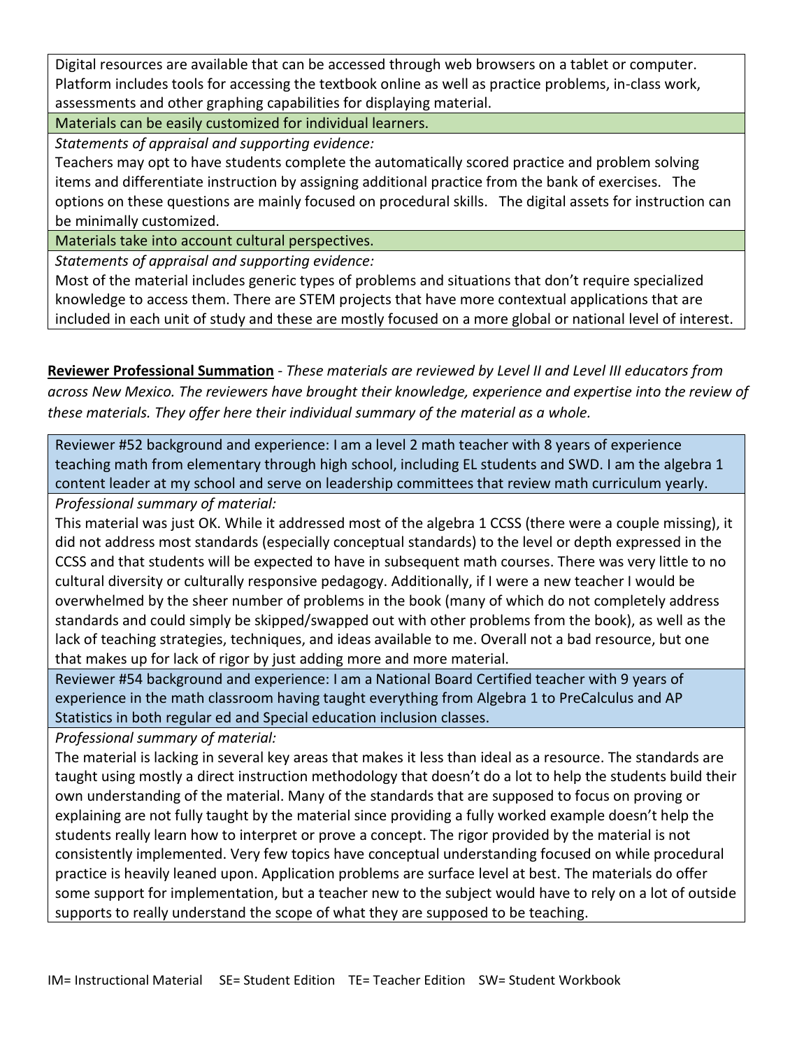Digital resources are available that can be accessed through web browsers on a tablet or computer. Platform includes tools for accessing the textbook online as well as practice problems, in-class work, assessments and other graphing capabilities for displaying material.

**Materials can be easily customized for individual learners.**

*Statements of appraisal and supporting evidence:*

Teachers may opt to have students complete the automatically scored practice and problem solving items and differentiate instruction by assigning additional practice from the bank of exercises. The options on these questions are mainly focused on procedural skills. The digital assets for instruction can be minimally customized.

**Materials take into account cultural perspectives.**

*Statements of appraisal and supporting evidence:*

Most of the material includes generic types of problems and situations that don't require specialized knowledge to access them. There are STEM projects that have more contextual applications that are included in each unit of study and these are mostly focused on a more global or national level of interest.

**Reviewer Professional Summation** - *These materials are reviewed by Level II and Level III educators from across New Mexico. The reviewers have brought their knowledge, experience and expertise into the review of these materials. They offer here their individual summary of the material as a whole.*

Reviewer #52 background and experience: I am a level 2 math teacher with 8 years of experience teaching math from elementary through high school, including EL students and SWD. I am the algebra 1 content leader at my school and serve on leadership committees that review math curriculum yearly.

*Professional summary of material:*

This material was just OK. While it addressed most of the algebra 1 CCSS (there were a couple missing), it did not address most standards (especially conceptual standards) to the level or depth expressed in the CCSS and that students will be expected to have in subsequent math courses. There was very little to no cultural diversity or culturally responsive pedagogy. Additionally, if I were a new teacher I would be overwhelmed by the sheer number of problems in the book (many of which do not completely address standards and could simply be skipped/swapped out with other problems from the book), as well as the lack of teaching strategies, techniques, and ideas available to me. Overall not a bad resource, but one that makes up for lack of rigor by just adding more and more material.

Reviewer #54 background and experience: I am a National Board Certified teacher with 9 years of experience in the math classroom having taught everything from Algebra 1 to PreCalculus and AP Statistics in both regular ed and Special education inclusion classes.

*Professional summary of material:*

The material is lacking in several key areas that makes it less than ideal as a resource. The standards are taught using mostly a direct instruction methodology that doesn't do a lot to help the students build their own understanding of the material. Many of the standards that are supposed to focus on proving or explaining are not fully taught by the material since providing a fully worked example doesn't help the students really learn how to interpret or prove a concept. The rigor provided by the material is not consistently implemented. Very few topics have conceptual understanding focused on while procedural practice is heavily leaned upon. Application problems are surface level at best. The materials do offer some support for implementation, but a teacher new to the subject would have to rely on a lot of outside supports to really understand the scope of what they are supposed to be teaching.

IM= Instructional Material SE= Student Edition TE= Teacher Edition SW= Student Workbook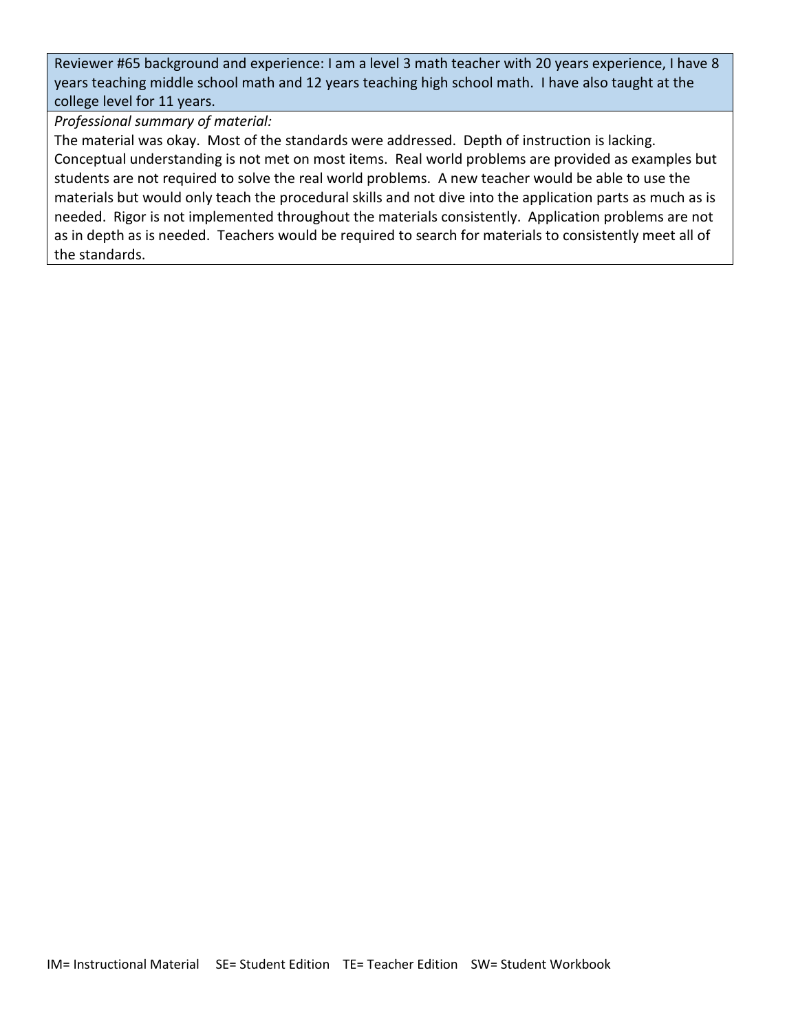| Reviewer #65 background and experience: I am a level 3 math teacher with 20 years experience, I have 8 years teaching middle school math and 12 years teaching high school math. I have also taught at the college level for 11 years. |
|---|
| *Professional summary of material:*<br>The material was okay. Most of the standards were addressed. Depth of instruction is lacking. Conceptual understanding is not met on most items. Real world problems are provided as examples but students are not required to solve the real world problems. A new teacher would be able to use the materials but would only teach the procedural skills and not dive into the application parts as much as is needed. Rigor is not implemented throughout the materials consistently. Application problems are not as in depth as is needed. Teachers would be required to search for materials to consistently meet all of the standards. |

IM= Instructional Material SE= Student Edition TE= Teacher Edition SW= Student Workbook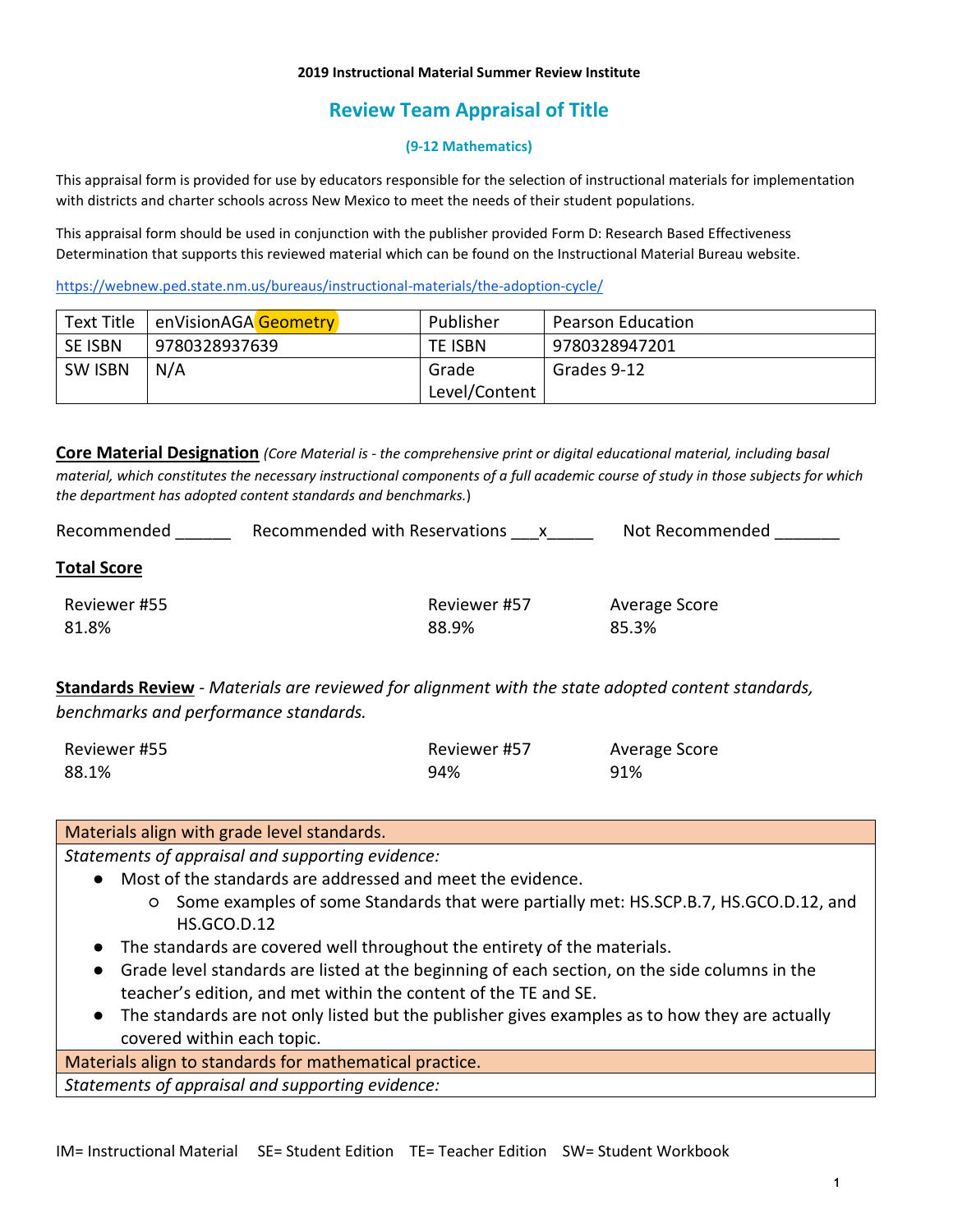**2019 Instructional Material Summer Review Institute**

## Review Team Appraisal of Title

**(9-12 Mathematics)**

This appraisal form is provided for use by educators responsible for the selection of instructional materials for implementation with districts and charter schools across New Mexico to meet the needs of their student populations.

This appraisal form should be used in conjunction with the publisher provided Form D: Research Based Effectiveness Determination that supports this reviewed material which can be found on the Instructional Material Bureau website.

https://webnew.ped.state.nm.us/bureaus/instructional-materials/the-adoption-cycle/

| Text Title | enVisionAGA Geometry | Publisher | Pearson Education |
|---|---|---|---|
| SE ISBN | 9780328937639 | TE ISBN | 9780328947201 |
| SW ISBN | N/A | Grade Level/Content | Grades 9-12 |

**Core Material Designation** *(Core Material is - the comprehensive print or digital educational material, including basal material, which constitutes the necessary instructional components of a full academic course of study in those subjects for which the department has adopted content standards and benchmarks.)*

Recommended ______ Recommended with Reservations ___x_____ Not Recommended _______

**Total Score**

| Reviewer #55 | Reviewer #57 | Average Score |
|---|---|---|
| 81.8% | 88.9% | 85.3% |

**Standards Review** - *Materials are reviewed for alignment with the state adopted content standards, benchmarks and performance standards.*

| Reviewer #55 | Reviewer #57 | Average Score |
|---|---|---|
| 88.1% | 94% | 91% |

| Materials align with grade level standards. |
|---|
| *Statements of appraisal and supporting evidence:* <br>• Most of the standards are addressed and meet the evidence.<br>&nbsp;&nbsp;○ Some examples of some Standards that were partially met: HS.SCP.B.7, HS.GCO.D.12, and HS.GCO.D.12<br>• The standards are covered well throughout the entirety of the materials.<br>• Grade level standards are listed at the beginning of each section, on the side columns in the teacher's edition, and met within the content of the TE and SE.<br>• The standards are not only listed but the publisher gives examples as to how they are actually covered within each topic. |
| Materials align to standards for mathematical practice. |
| *Statements of appraisal and supporting evidence:* |

IM= Instructional Material SE= Student Edition TE= Teacher Edition SW= Student Workbook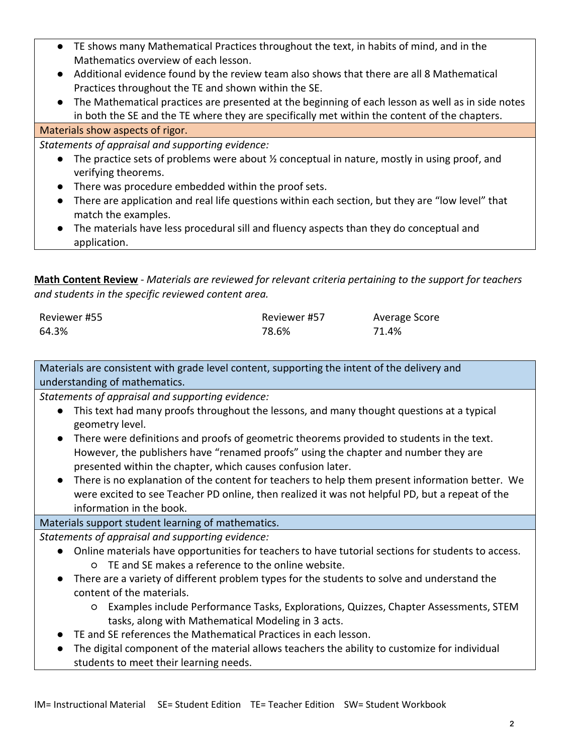- TE shows many Mathematical Practices throughout the text, in habits of mind, and in the Mathematics overview of each lesson.
- Additional evidence found by the review team also shows that there are all 8 Mathematical Practices throughout the TE and shown within the SE.
- The Mathematical practices are presented at the beginning of each lesson as well as in side notes in both the SE and the TE where they are specifically met within the content of the chapters.

Materials show aspects of rigor.

*Statements of appraisal and supporting evidence:*

- The practice sets of problems were about ½ conceptual in nature, mostly in using proof, and verifying theorems.
- There was procedure embedded within the proof sets.
- There are application and real life questions within each section, but they are "low level" that match the examples.
- The materials have less procedural sill and fluency aspects than they do conceptual and application.

**Math Content Review** - *Materials are reviewed for relevant criteria pertaining to the support for teachers and students in the specific reviewed content area.*

| Reviewer #55 | Reviewer #57 | Average Score |
|---|---|---|
| 64.3% | 78.6% | 71.4% |

Materials are consistent with grade level content, supporting the intent of the delivery and understanding of mathematics.

*Statements of appraisal and supporting evidence:*

- This text had many proofs throughout the lessons, and many thought questions at a typical geometry level.
- There were definitions and proofs of geometric theorems provided to students in the text. However, the publishers have "renamed proofs" using the chapter and number they are presented within the chapter, which causes confusion later.
- There is no explanation of the content for teachers to help them present information better. We were excited to see Teacher PD online, then realized it was not helpful PD, but a repeat of the information in the book.

Materials support student learning of mathematics.

*Statements of appraisal and supporting evidence:*

- Online materials have opportunities for teachers to have tutorial sections for students to access.
  - TE and SE makes a reference to the online website.
- There are a variety of different problem types for the students to solve and understand the content of the materials.
  - Examples include Performance Tasks, Explorations, Quizzes, Chapter Assessments, STEM tasks, along with Mathematical Modeling in 3 acts.
- TE and SE references the Mathematical Practices in each lesson.
- The digital component of the material allows teachers the ability to customize for individual students to meet their learning needs.

IM= Instructional Material SE= Student Edition TE= Teacher Edition SW= Student Workbook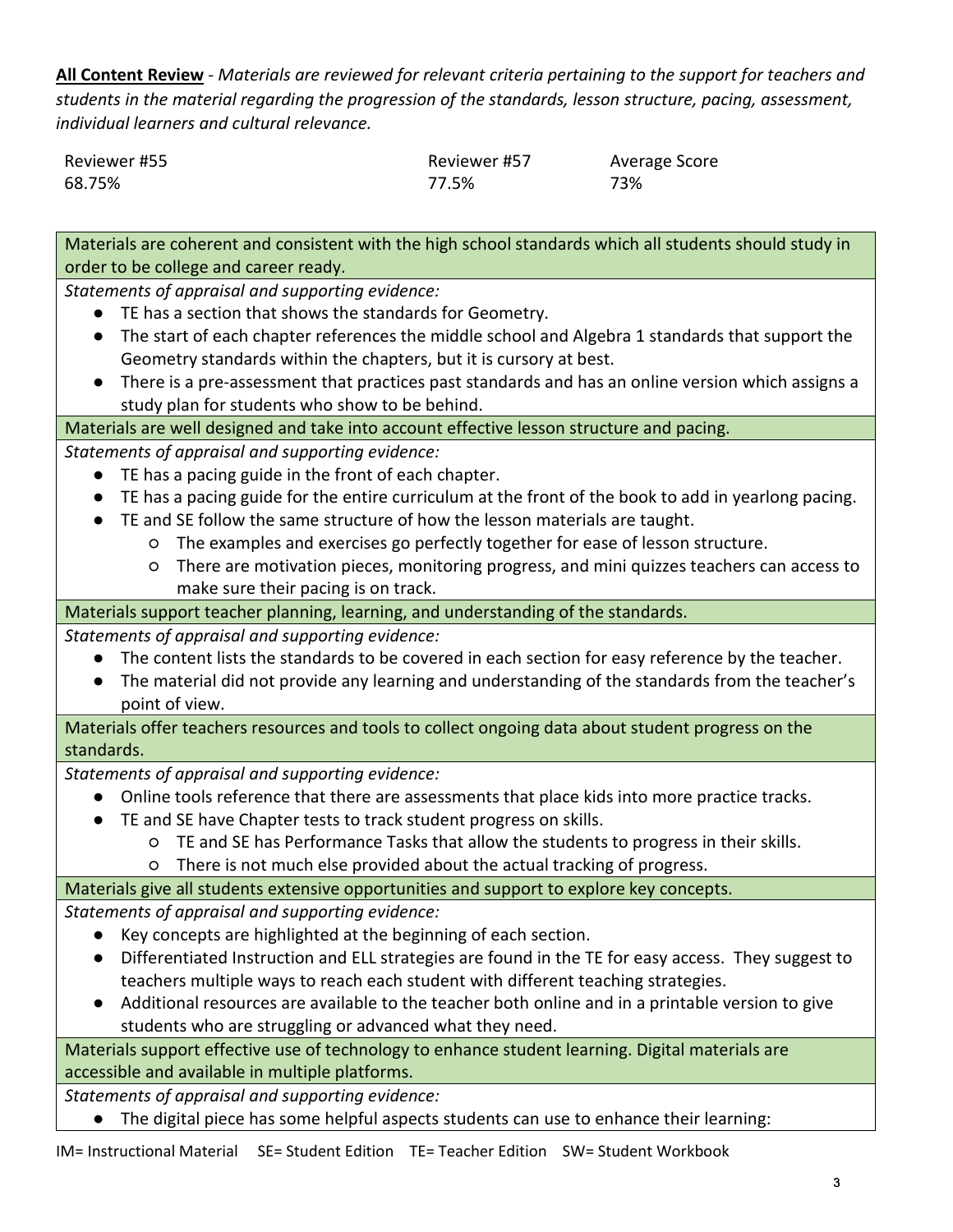**All Content Review** - *Materials are reviewed for relevant criteria pertaining to the support for teachers and students in the material regarding the progression of the standards, lesson structure, pacing, assessment, individual learners and cultural relevance.*

| Reviewer #55 | Reviewer #57 | Average Score |
|---|---|---|
| 68.75% | 77.5% | 73% |

**Materials are coherent and consistent with the high school standards which all students should study in order to be college and career ready.**

*Statements of appraisal and supporting evidence:*

- TE has a section that shows the standards for Geometry.
- The start of each chapter references the middle school and Algebra 1 standards that support the Geometry standards within the chapters, but it is cursory at best.
- There is a pre-assessment that practices past standards and has an online version which assigns a study plan for students who show to be behind.

**Materials are well designed and take into account effective lesson structure and pacing.**

*Statements of appraisal and supporting evidence:*

- TE has a pacing guide in the front of each chapter.
- TE has a pacing guide for the entire curriculum at the front of the book to add in yearlong pacing.
- TE and SE follow the same structure of how the lesson materials are taught.
  - The examples and exercises go perfectly together for ease of lesson structure.
  - There are motivation pieces, monitoring progress, and mini quizzes teachers can access to make sure their pacing is on track.

**Materials support teacher planning, learning, and understanding of the standards.**

*Statements of appraisal and supporting evidence:*

- The content lists the standards to be covered in each section for easy reference by the teacher.
- The material did not provide any learning and understanding of the standards from the teacher's point of view.

**Materials offer teachers resources and tools to collect ongoing data about student progress on the standards.**

*Statements of appraisal and supporting evidence:*

- Online tools reference that there are assessments that place kids into more practice tracks.
- TE and SE have Chapter tests to track student progress on skills.
  - TE and SE has Performance Tasks that allow the students to progress in their skills.
  - There is not much else provided about the actual tracking of progress.

**Materials give all students extensive opportunities and support to explore key concepts.**

*Statements of appraisal and supporting evidence:*

- Key concepts are highlighted at the beginning of each section.
- Differentiated Instruction and ELL strategies are found in the TE for easy access. They suggest to teachers multiple ways to reach each student with different teaching strategies.
- Additional resources are available to the teacher both online and in a printable version to give students who are struggling or advanced what they need.

**Materials support effective use of technology to enhance student learning. Digital materials are accessible and available in multiple platforms.**

*Statements of appraisal and supporting evidence:*

- The digital piece has some helpful aspects students can use to enhance their learning:

IM= Instructional Material SE= Student Edition TE= Teacher Edition SW= Student Workbook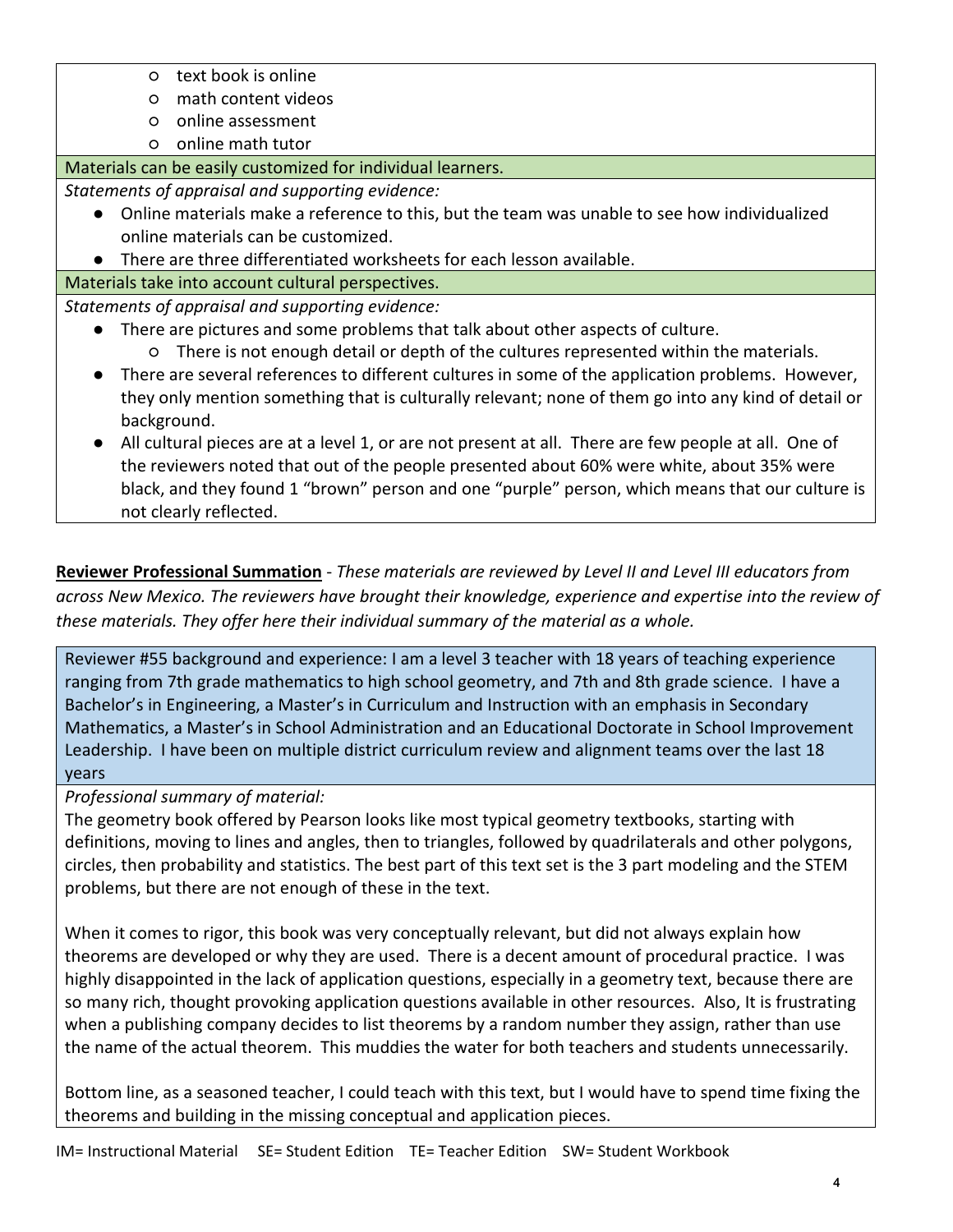- text book is online
- math content videos
- online assessment
- online math tutor

**Materials can be easily customized for individual learners.**

*Statements of appraisal and supporting evidence:*

- Online materials make a reference to this, but the team was unable to see how individualized online materials can be customized.
- There are three differentiated worksheets for each lesson available.

**Materials take into account cultural perspectives.**

*Statements of appraisal and supporting evidence:*

- There are pictures and some problems that talk about other aspects of culture.
  - There is not enough detail or depth of the cultures represented within the materials.
- There are several references to different cultures in some of the application problems. However, they only mention something that is culturally relevant; none of them go into any kind of detail or background.
- All cultural pieces are at a level 1, or are not present at all. There are few people at all. One of the reviewers noted that out of the people presented about 60% were white, about 35% were black, and they found 1 "brown" person and one "purple" person, which means that our culture is not clearly reflected.

**Reviewer Professional Summation** - *These materials are reviewed by Level II and Level III educators from across New Mexico. The reviewers have brought their knowledge, experience and expertise into the review of these materials. They offer here their individual summary of the material as a whole.*

Reviewer #55 background and experience: I am a level 3 teacher with 18 years of teaching experience ranging from 7th grade mathematics to high school geometry, and 7th and 8th grade science. I have a Bachelor's in Engineering, a Master's in Curriculum and Instruction with an emphasis in Secondary Mathematics, a Master's in School Administration and an Educational Doctorate in School Improvement Leadership. I have been on multiple district curriculum review and alignment teams over the last 18 years

*Professional summary of material:*

The geometry book offered by Pearson looks like most typical geometry textbooks, starting with definitions, moving to lines and angles, then to triangles, followed by quadrilaterals and other polygons, circles, then probability and statistics. The best part of this text set is the 3 part modeling and the STEM problems, but there are not enough of these in the text.

When it comes to rigor, this book was very conceptually relevant, but did not always explain how theorems are developed or why they are used. There is a decent amount of procedural practice. I was highly disappointed in the lack of application questions, especially in a geometry text, because there are so many rich, thought provoking application questions available in other resources. Also, It is frustrating when a publishing company decides to list theorems by a random number they assign, rather than use the name of the actual theorem. This muddies the water for both teachers and students unnecessarily.

Bottom line, as a seasoned teacher, I could teach with this text, but I would have to spend time fixing the theorems and building in the missing conceptual and application pieces.

IM= Instructional Material SE= Student Edition TE= Teacher Edition SW= Student Workbook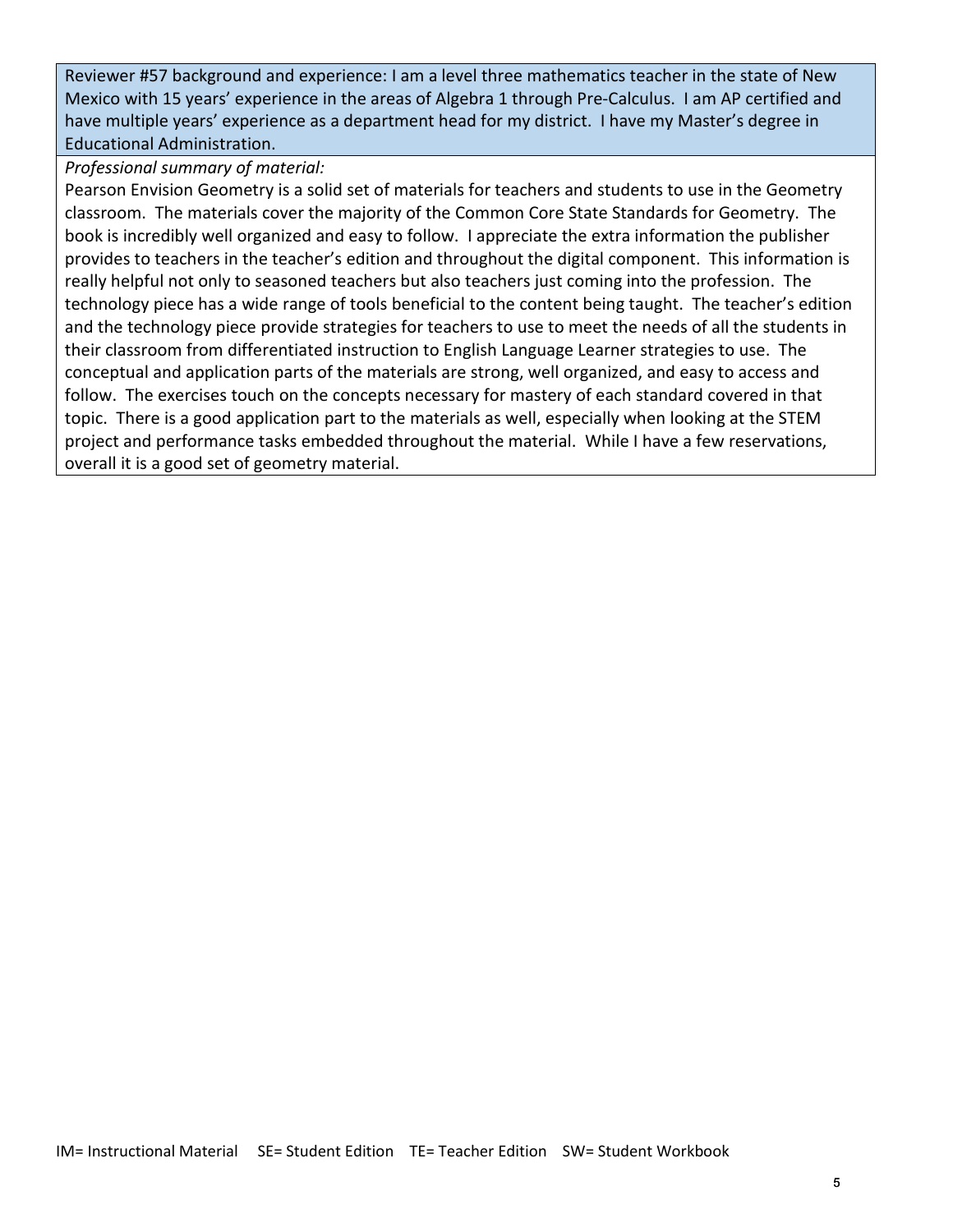Reviewer #57 background and experience: I am a level three mathematics teacher in the state of New Mexico with 15 years' experience in the areas of Algebra 1 through Pre-Calculus. I am AP certified and have multiple years' experience as a department head for my district. I have my Master's degree in Educational Administration.

*Professional summary of material:*

Pearson Envision Geometry is a solid set of materials for teachers and students to use in the Geometry classroom. The materials cover the majority of the Common Core State Standards for Geometry. The book is incredibly well organized and easy to follow. I appreciate the extra information the publisher provides to teachers in the teacher's edition and throughout the digital component. This information is really helpful not only to seasoned teachers but also teachers just coming into the profession. The technology piece has a wide range of tools beneficial to the content being taught. The teacher's edition and the technology piece provide strategies for teachers to use to meet the needs of all the students in their classroom from differentiated instruction to English Language Learner strategies to use. The conceptual and application parts of the materials are strong, well organized, and easy to access and follow. The exercises touch on the concepts necessary for mastery of each standard covered in that topic. There is a good application part to the materials as well, especially when looking at the STEM project and performance tasks embedded throughout the material. While I have a few reservations, overall it is a good set of geometry material.

IM= Instructional Material SE= Student Edition TE= Teacher Edition SW= Student Workbook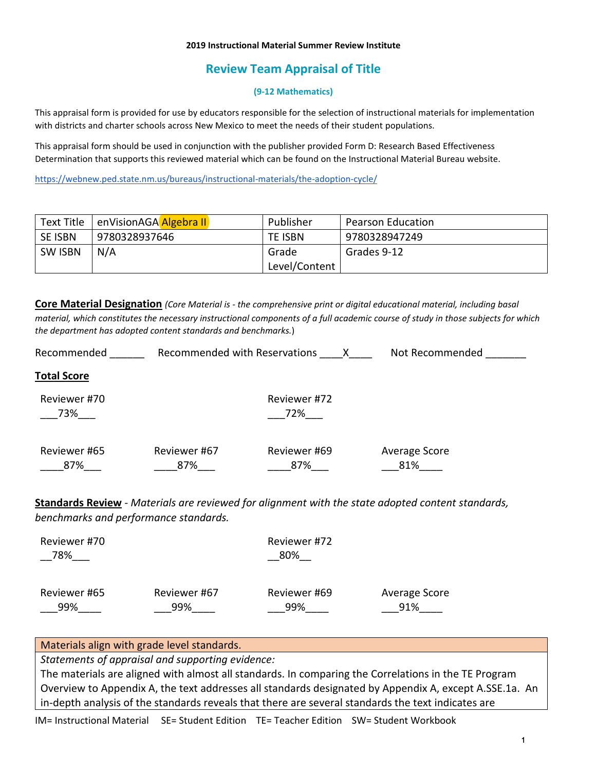**2019 Instructional Material Summer Review Institute**

## Review Team Appraisal of Title

**(9-12 Mathematics)**

This appraisal form is provided for use by educators responsible for the selection of instructional materials for implementation with districts and charter schools across New Mexico to meet the needs of their student populations.

This appraisal form should be used in conjunction with the publisher provided Form D: Research Based Effectiveness Determination that supports this reviewed material which can be found on the Instructional Material Bureau website.

https://webnew.ped.state.nm.us/bureaus/instructional-materials/the-adoption-cycle/

| Text Title | enVisionAGA Algebra II | Publisher | Pearson Education |
|---|---|---|---|
| SE ISBN | 9780328937646 | TE ISBN | 9780328947249 |
| SW ISBN | N/A | Grade Level/Content | Grades 9-12 |

**Core Material Designation** *(Core Material is - the comprehensive print or digital educational material, including basal material, which constitutes the necessary instructional components of a full academic course of study in those subjects for which the department has adopted content standards and benchmarks.)*

Recommended ______ Recommended with Reservations ____X____ Not Recommended _______

**Total Score**

| Reviewer #70 | | Reviewer #72 | |
|---|---|---|---|
| ___73%___ | | ___72%___ | |
| **Reviewer #65** | **Reviewer #67** | **Reviewer #69** | **Average Score** |
| ____87%___ | ____87%___ | ____87%___ | ___81%____ |

**Standards Review** - *Materials are reviewed for alignment with the state adopted content standards, benchmarks and performance standards.*

| Reviewer #70 | | Reviewer #72 | |
|---|---|---|---|
| __78%___ | | __80%__ | |
| **Reviewer #65** | **Reviewer #67** | **Reviewer #69** | **Average Score** |
| ___99%____ | ___99%____ | ___99%____ | ___91%____ |

| Materials align with grade level standards. |
|---|
| *Statements of appraisal and supporting evidence:* The materials are aligned with almost all standards. In comparing the Correlations in the TE Program Overview to Appendix A, the text addresses all standards designated by Appendix A, except A.SSE.1a. An in-depth analysis of the standards reveals that there are several standards the text indicates are |

IM= Instructional Material SE= Student Edition TE= Teacher Edition SW= Student Workbook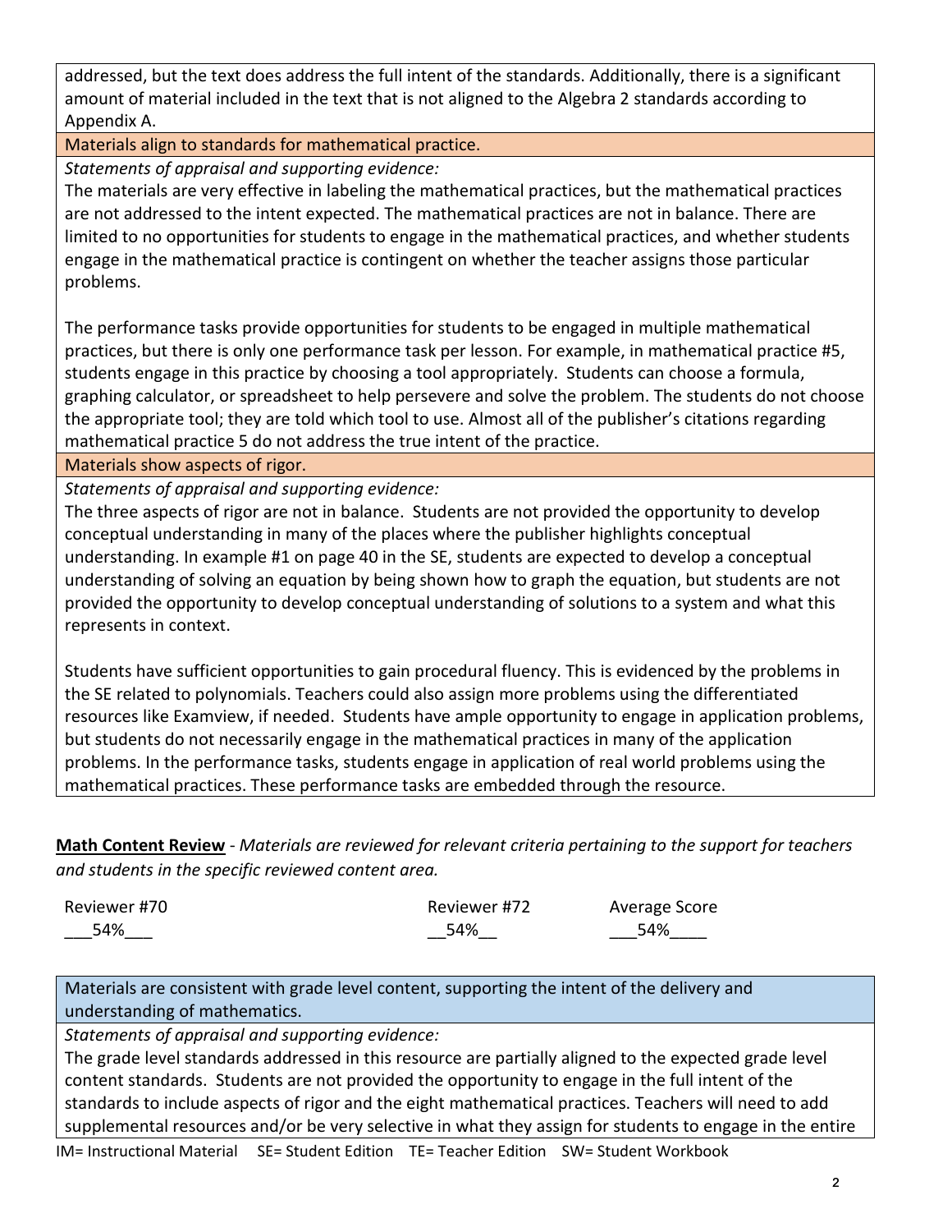addressed, but the text does address the full intent of the standards. Additionally, there is a significant amount of material included in the text that is not aligned to the Algebra 2 standards according to Appendix A.

**Materials align to standards for mathematical practice.**

*Statements of appraisal and supporting evidence:*

The materials are very effective in labeling the mathematical practices, but the mathematical practices are not addressed to the intent expected. The mathematical practices are not in balance. There are limited to no opportunities for students to engage in the mathematical practices, and whether students engage in the mathematical practice is contingent on whether the teacher assigns those particular problems.

The performance tasks provide opportunities for students to be engaged in multiple mathematical practices, but there is only one performance task per lesson. For example, in mathematical practice #5, students engage in this practice by choosing a tool appropriately. Students can choose a formula, graphing calculator, or spreadsheet to help persevere and solve the problem. The students do not choose the appropriate tool; they are told which tool to use. Almost all of the publisher's citations regarding mathematical practice 5 do not address the true intent of the practice.

**Materials show aspects of rigor.**

*Statements of appraisal and supporting evidence:*

The three aspects of rigor are not in balance. Students are not provided the opportunity to develop conceptual understanding in many of the places where the publisher highlights conceptual understanding. In example #1 on page 40 in the SE, students are expected to develop a conceptual understanding of solving an equation by being shown how to graph the equation, but students are not provided the opportunity to develop conceptual understanding of solutions to a system and what this represents in context.

Students have sufficient opportunities to gain procedural fluency. This is evidenced by the problems in the SE related to polynomials. Teachers could also assign more problems using the differentiated resources like Examview, if needed. Students have ample opportunity to engage in application problems, but students do not necessarily engage in the mathematical practices in many of the application problems. In the performance tasks, students engage in application of real world problems using the mathematical practices. These performance tasks are embedded through the resource.

**Math Content Review** - *Materials are reviewed for relevant criteria pertaining to the support for teachers and students in the specific reviewed content area.*

| Reviewer #70 | Reviewer #72 | Average Score |
|---|---|---|
| 54% | 54% | 54% |

**Materials are consistent with grade level content, supporting the intent of the delivery and understanding of mathematics.**

*Statements of appraisal and supporting evidence:*

The grade level standards addressed in this resource are partially aligned to the expected grade level content standards. Students are not provided the opportunity to engage in the full intent of the standards to include aspects of rigor and the eight mathematical practices. Teachers will need to add supplemental resources and/or be very selective in what they assign for students to engage in the entire

IM= Instructional Material SE= Student Edition TE= Teacher Edition SW= Student Workbook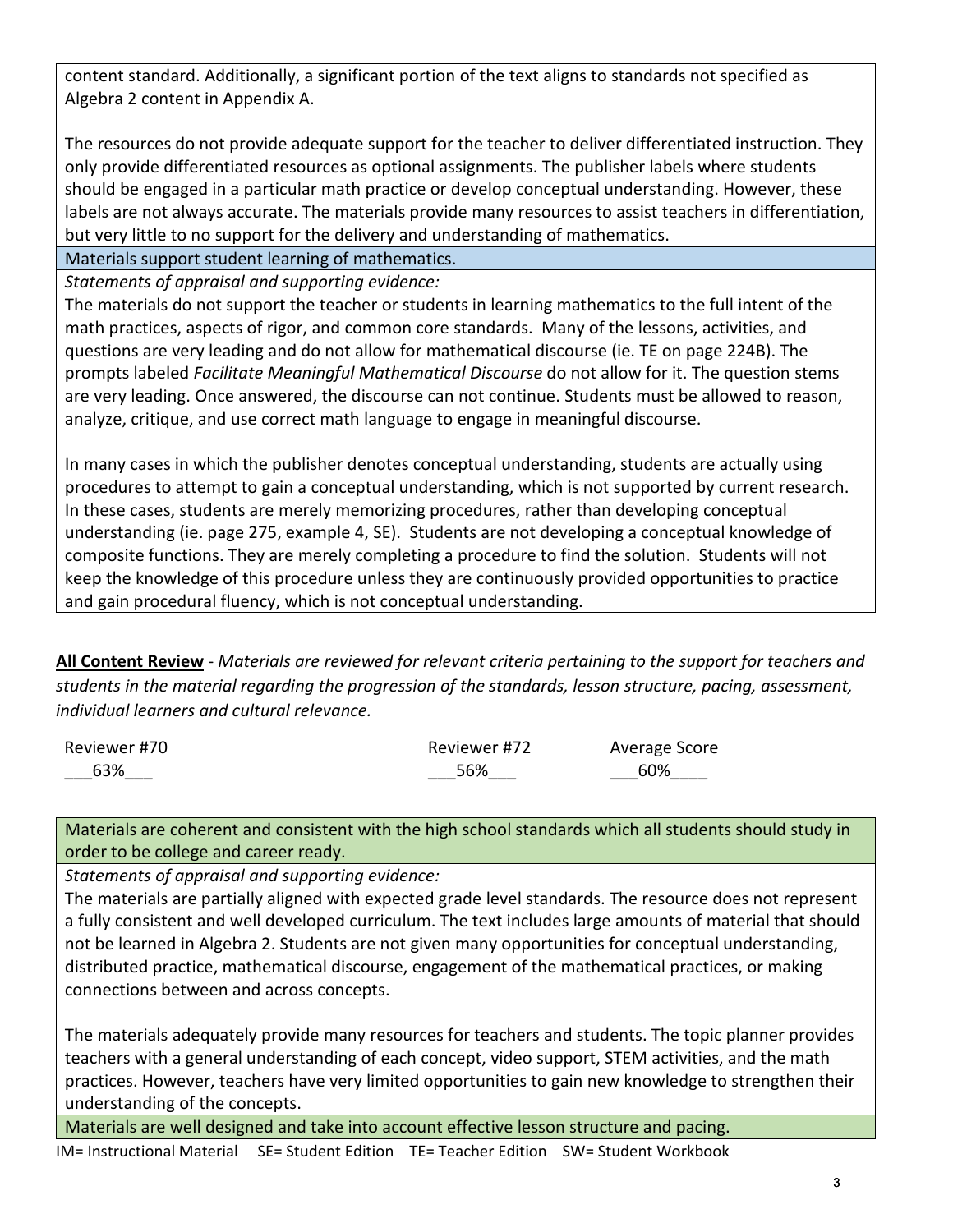content standard. Additionally, a significant portion of the text aligns to standards not specified as Algebra 2 content in Appendix A.

The resources do not provide adequate support for the teacher to deliver differentiated instruction. They only provide differentiated resources as optional assignments. The publisher labels where students should be engaged in a particular math practice or develop conceptual understanding. However, these labels are not always accurate. The materials provide many resources to assist teachers in differentiation, but very little to no support for the delivery and understanding of mathematics.

**Materials support student learning of mathematics.**

*Statements of appraisal and supporting evidence:*

The materials do not support the teacher or students in learning mathematics to the full intent of the math practices, aspects of rigor, and common core standards. Many of the lessons, activities, and questions are very leading and do not allow for mathematical discourse (ie. TE on page 224B). The prompts labeled *Facilitate Meaningful Mathematical Discourse* do not allow for it. The question stems are very leading. Once answered, the discourse can not continue. Students must be allowed to reason, analyze, critique, and use correct math language to engage in meaningful discourse.

In many cases in which the publisher denotes conceptual understanding, students are actually using procedures to attempt to gain a conceptual understanding, which is not supported by current research. In these cases, students are merely memorizing procedures, rather than developing conceptual understanding (ie. page 275, example 4, SE). Students are not developing a conceptual knowledge of composite functions. They are merely completing a procedure to find the solution. Students will not keep the knowledge of this procedure unless they are continuously provided opportunities to practice and gain procedural fluency, which is not conceptual understanding.

**All Content Review** - *Materials are reviewed for relevant criteria pertaining to the support for teachers and students in the material regarding the progression of the standards, lesson structure, pacing, assessment, individual learners and cultural relevance.*

| Reviewer #70 | Reviewer #72 | Average Score |
|---|---|---|
| 63% | 56% | 60% |

**Materials are coherent and consistent with the high school standards which all students should study in order to be college and career ready.**

*Statements of appraisal and supporting evidence:*

The materials are partially aligned with expected grade level standards. The resource does not represent a fully consistent and well developed curriculum. The text includes large amounts of material that should not be learned in Algebra 2. Students are not given many opportunities for conceptual understanding, distributed practice, mathematical discourse, engagement of the mathematical practices, or making connections between and across concepts.

The materials adequately provide many resources for teachers and students. The topic planner provides teachers with a general understanding of each concept, video support, STEM activities, and the math practices. However, teachers have very limited opportunities to gain new knowledge to strengthen their understanding of the concepts.

**Materials are well designed and take into account effective lesson structure and pacing.**

IM= Instructional Material SE= Student Edition TE= Teacher Edition SW= Student Workbook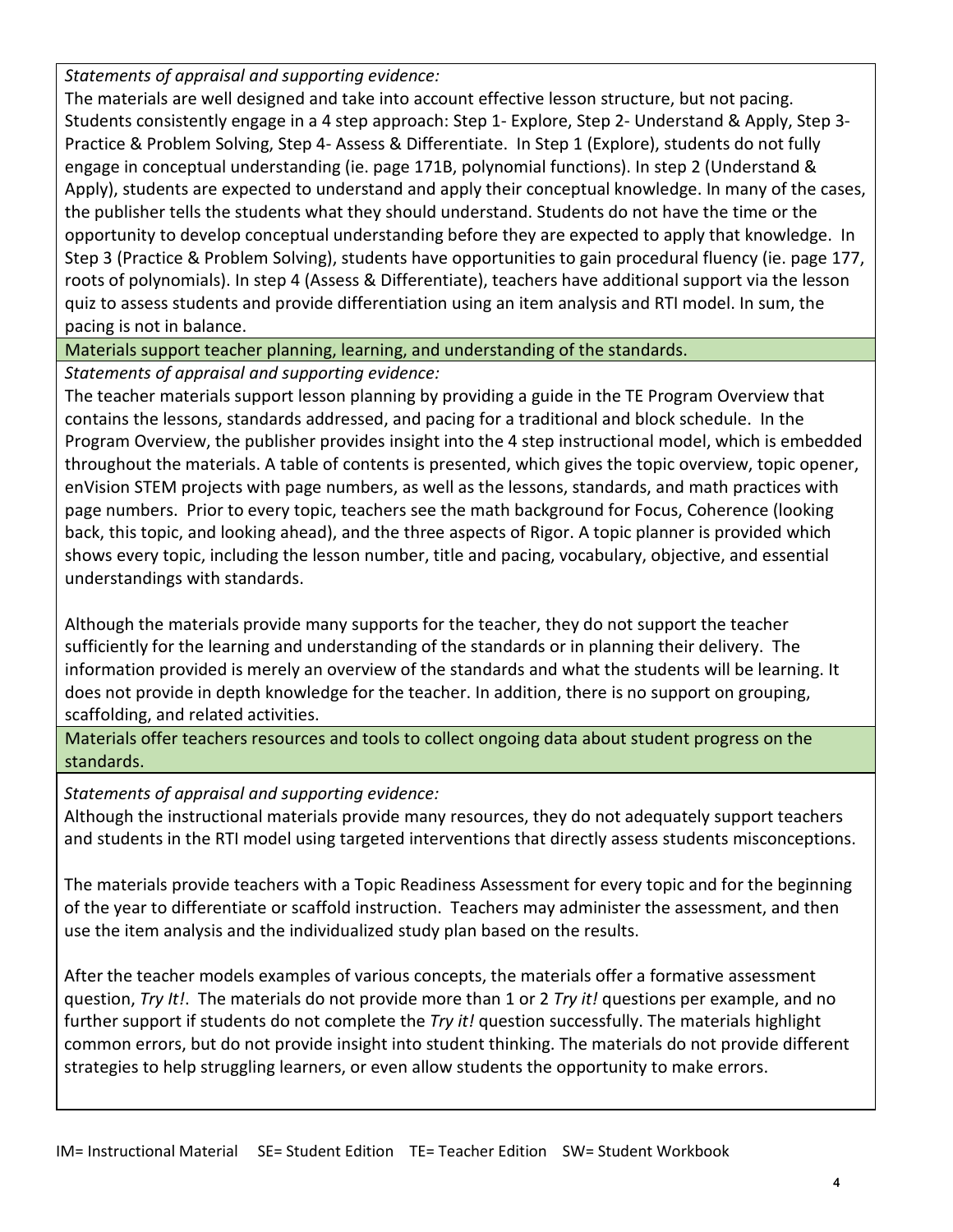*Statements of appraisal and supporting evidence:*

The materials are well designed and take into account effective lesson structure, but not pacing. Students consistently engage in a 4 step approach: Step 1- Explore, Step 2- Understand & Apply, Step 3- Practice & Problem Solving, Step 4- Assess & Differentiate. In Step 1 (Explore), students do not fully engage in conceptual understanding (ie. page 171B, polynomial functions). In step 2 (Understand & Apply), students are expected to understand and apply their conceptual knowledge. In many of the cases, the publisher tells the students what they should understand. Students do not have the time or the opportunity to develop conceptual understanding before they are expected to apply that knowledge. In Step 3 (Practice & Problem Solving), students have opportunities to gain procedural fluency (ie. page 177, roots of polynomials). In step 4 (Assess & Differentiate), teachers have additional support via the lesson quiz to assess students and provide differentiation using an item analysis and RTI model. In sum, the pacing is not in balance.

**Materials support teacher planning, learning, and understanding of the standards.**

*Statements of appraisal and supporting evidence:*

The teacher materials support lesson planning by providing a guide in the TE Program Overview that contains the lessons, standards addressed, and pacing for a traditional and block schedule. In the Program Overview, the publisher provides insight into the 4 step instructional model, which is embedded throughout the materials. A table of contents is presented, which gives the topic overview, topic opener, enVision STEM projects with page numbers, as well as the lessons, standards, and math practices with page numbers. Prior to every topic, teachers see the math background for Focus, Coherence (looking back, this topic, and looking ahead), and the three aspects of Rigor. A topic planner is provided which shows every topic, including the lesson number, title and pacing, vocabulary, objective, and essential understandings with standards.

Although the materials provide many supports for the teacher, they do not support the teacher sufficiently for the learning and understanding of the standards or in planning their delivery. The information provided is merely an overview of the standards and what the students will be learning. It does not provide in depth knowledge for the teacher. In addition, there is no support on grouping, scaffolding, and related activities.

**Materials offer teachers resources and tools to collect ongoing data about student progress on the standards.**

*Statements of appraisal and supporting evidence:*

Although the instructional materials provide many resources, they do not adequately support teachers and students in the RTI model using targeted interventions that directly assess students misconceptions.

The materials provide teachers with a Topic Readiness Assessment for every topic and for the beginning of the year to differentiate or scaffold instruction. Teachers may administer the assessment, and then use the item analysis and the individualized study plan based on the results.

After the teacher models examples of various concepts, the materials offer a formative assessment question, *Try It!*. The materials do not provide more than 1 or 2 *Try it!* questions per example, and no further support if students do not complete the *Try it!* question successfully. The materials highlight common errors, but do not provide insight into student thinking. The materials do not provide different strategies to help struggling learners, or even allow students the opportunity to make errors.

IM= Instructional Material SE= Student Edition TE= Teacher Edition SW= Student Workbook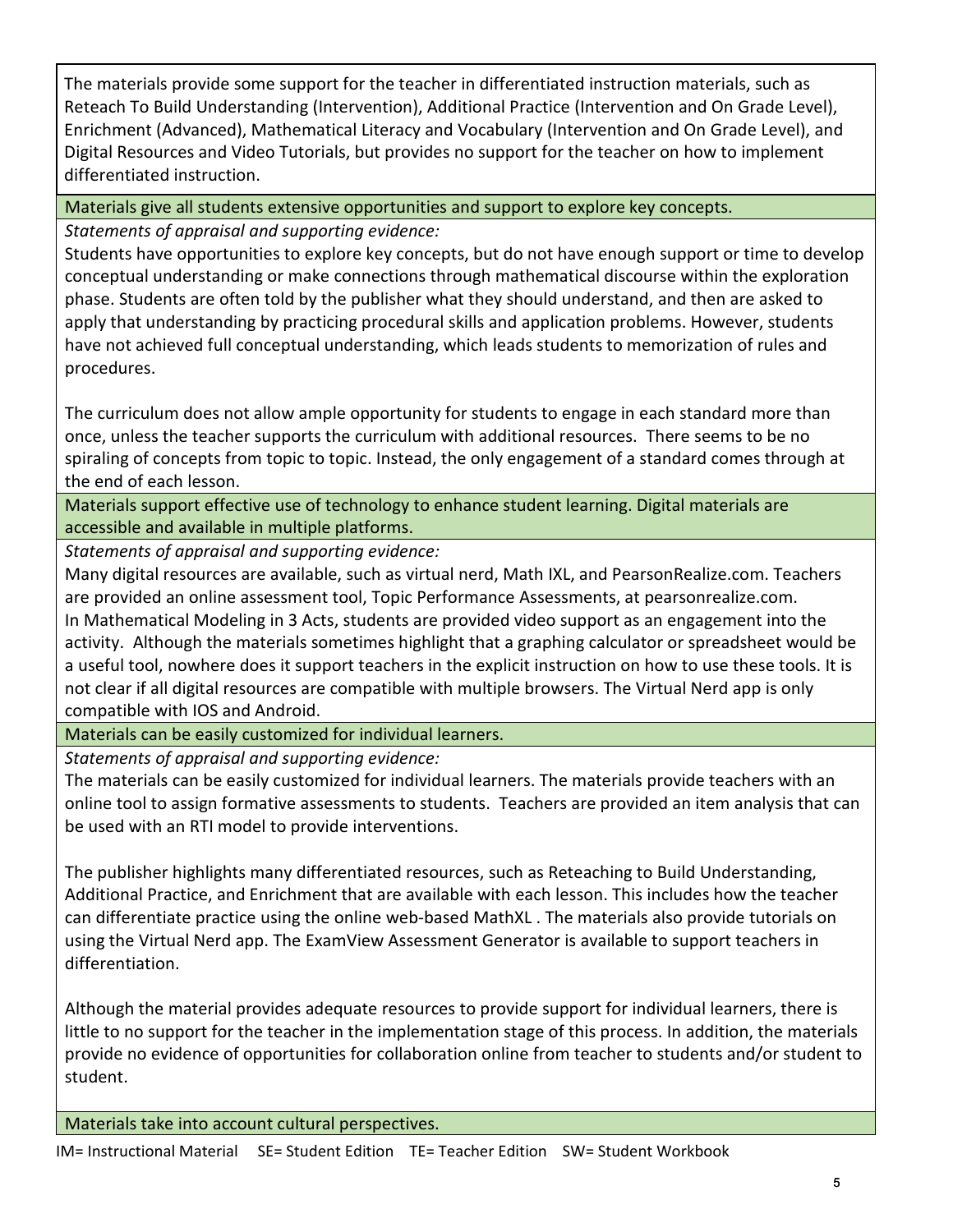The materials provide some support for the teacher in differentiated instruction materials, such as Reteach To Build Understanding (Intervention), Additional Practice (Intervention and On Grade Level), Enrichment (Advanced), Mathematical Literacy and Vocabulary (Intervention and On Grade Level), and Digital Resources and Video Tutorials, but provides no support for the teacher on how to implement differentiated instruction.

**Materials give all students extensive opportunities and support to explore key concepts.**

*Statements of appraisal and supporting evidence:*

Students have opportunities to explore key concepts, but do not have enough support or time to develop conceptual understanding or make connections through mathematical discourse within the exploration phase. Students are often told by the publisher what they should understand, and then are asked to apply that understanding by practicing procedural skills and application problems. However, students have not achieved full conceptual understanding, which leads students to memorization of rules and procedures.

The curriculum does not allow ample opportunity for students to engage in each standard more than once, unless the teacher supports the curriculum with additional resources. There seems to be no spiraling of concepts from topic to topic. Instead, the only engagement of a standard comes through at the end of each lesson.

**Materials support effective use of technology to enhance student learning. Digital materials are accessible and available in multiple platforms.**

*Statements of appraisal and supporting evidence:*

Many digital resources are available, such as virtual nerd, Math IXL, and PearsonRealize.com. Teachers are provided an online assessment tool, Topic Performance Assessments, at pearsonrealize.com. In Mathematical Modeling in 3 Acts, students are provided video support as an engagement into the activity. Although the materials sometimes highlight that a graphing calculator or spreadsheet would be a useful tool, nowhere does it support teachers in the explicit instruction on how to use these tools. It is not clear if all digital resources are compatible with multiple browsers. The Virtual Nerd app is only compatible with IOS and Android.

**Materials can be easily customized for individual learners.**

*Statements of appraisal and supporting evidence:*

The materials can be easily customized for individual learners. The materials provide teachers with an online tool to assign formative assessments to students. Teachers are provided an item analysis that can be used with an RTI model to provide interventions.

The publisher highlights many differentiated resources, such as Reteaching to Build Understanding, Additional Practice, and Enrichment that are available with each lesson. This includes how the teacher can differentiate practice using the online web-based MathXL . The materials also provide tutorials on using the Virtual Nerd app. The ExamView Assessment Generator is available to support teachers in differentiation.

Although the material provides adequate resources to provide support for individual learners, there is little to no support for the teacher in the implementation stage of this process. In addition, the materials provide no evidence of opportunities for collaboration online from teacher to students and/or student to student.

**Materials take into account cultural perspectives.**

IM= Instructional Material SE= Student Edition TE= Teacher Edition SW= Student Workbook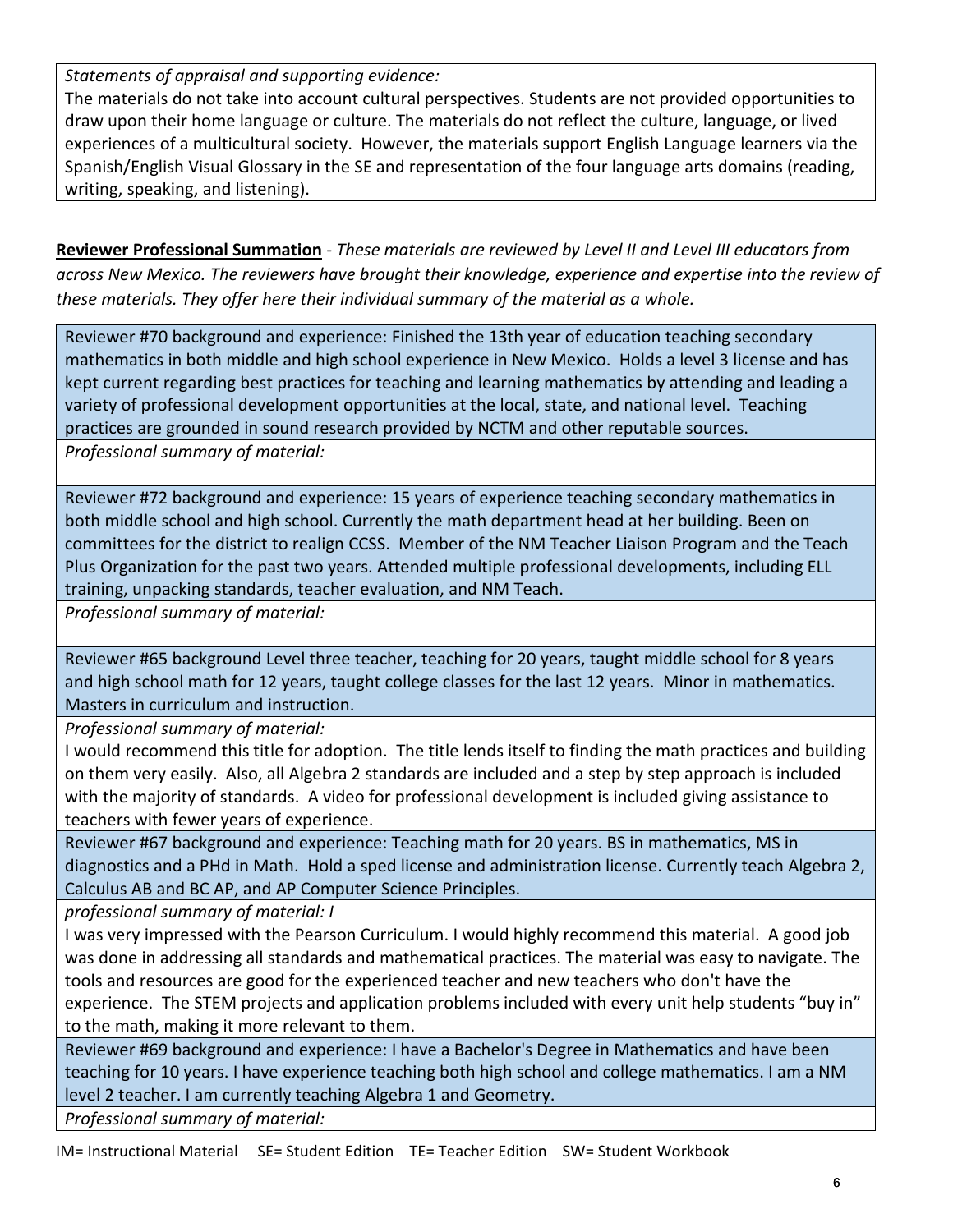*Statements of appraisal and supporting evidence:*
The materials do not take into account cultural perspectives. Students are not provided opportunities to draw upon their home language or culture. The materials do not reflect the culture, language, or lived experiences of a multicultural society. However, the materials support English Language learners via the Spanish/English Visual Glossary in the SE and representation of the four language arts domains (reading, writing, speaking, and listening).

**Reviewer Professional Summation** - *These materials are reviewed by Level II and Level III educators from across New Mexico. The reviewers have brought their knowledge, experience and expertise into the review of these materials. They offer here their individual summary of the material as a whole.*

Reviewer #70 background and experience: Finished the 13th year of education teaching secondary mathematics in both middle and high school experience in New Mexico. Holds a level 3 license and has kept current regarding best practices for teaching and learning mathematics by attending and leading a variety of professional development opportunities at the local, state, and national level. Teaching practices are grounded in sound research provided by NCTM and other reputable sources.

*Professional summary of material:*

Reviewer #72 background and experience: 15 years of experience teaching secondary mathematics in both middle school and high school. Currently the math department head at her building. Been on committees for the district to realign CCSS. Member of the NM Teacher Liaison Program and the Teach Plus Organization for the past two years. Attended multiple professional developments, including ELL training, unpacking standards, teacher evaluation, and NM Teach.

*Professional summary of material:*

Reviewer #65 background Level three teacher, teaching for 20 years, taught middle school for 8 years and high school math for 12 years, taught college classes for the last 12 years. Minor in mathematics. Masters in curriculum and instruction.

*Professional summary of material:*
I would recommend this title for adoption. The title lends itself to finding the math practices and building on them very easily. Also, all Algebra 2 standards are included and a step by step approach is included with the majority of standards. A video for professional development is included giving assistance to teachers with fewer years of experience.

Reviewer #67 background and experience: Teaching math for 20 years. BS in mathematics, MS in diagnostics and a PHd in Math. Hold a sped license and administration license. Currently teach Algebra 2, Calculus AB and BC AP, and AP Computer Science Principles.

*professional summary of material: I*
I was very impressed with the Pearson Curriculum. I would highly recommend this material. A good job was done in addressing all standards and mathematical practices. The material was easy to navigate. The tools and resources are good for the experienced teacher and new teachers who don't have the experience. The STEM projects and application problems included with every unit help students "buy in" to the math, making it more relevant to them.

Reviewer #69 background and experience: I have a Bachelor's Degree in Mathematics and have been teaching for 10 years. I have experience teaching both high school and college mathematics. I am a NM level 2 teacher. I am currently teaching Algebra 1 and Geometry.

*Professional summary of material:*

IM= Instructional Material SE= Student Edition TE= Teacher Edition SW= Student Workbook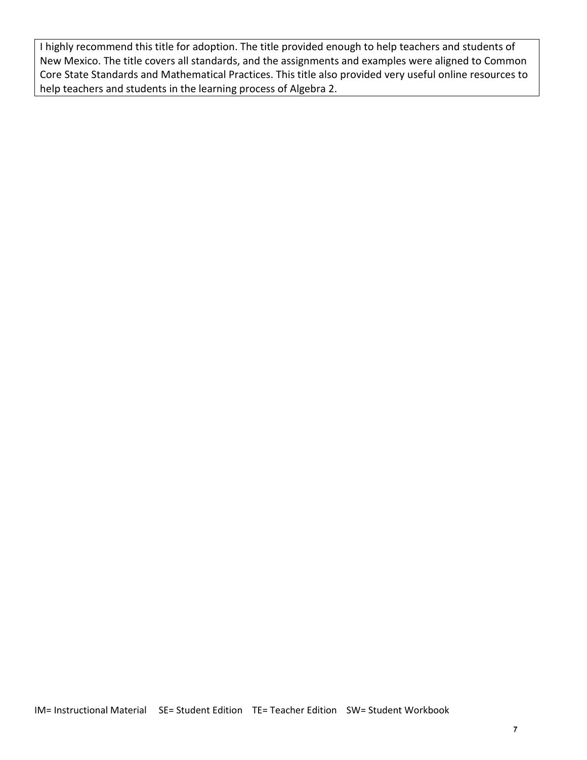| |
|---|
| I highly recommend this title for adoption. The title provided enough to help teachers and students of New Mexico. The title covers all standards, and the assignments and examples were aligned to Common Core State Standards and Mathematical Practices. This title also provided very useful online resources to help teachers and students in the learning process of Algebra 2. |

IM= Instructional Material     SE= Student Edition    TE= Teacher Edition    SW= Student Workbook